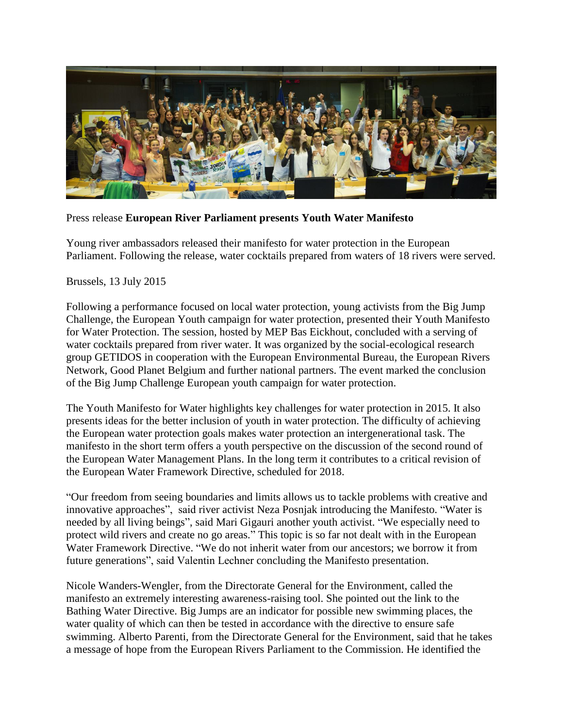Press release **European River Parliament presents Youth Water Manifesto**

Young river ambassadors released their manifesto for water protection in the European Parliament. Following the release, water cocktails prepared from waters of 18 rivers were served.

Brussels, 13 July 2015

Following a performance focused on local water protection, young activists from the Big Jump Challenge, the European Youth campaign for water protection, presented their Youth Manifesto for Water Protection. The session, hosted by MEP Bas Eickhout, concluded with a serving of water cocktails prepared from river water. It was organized by the social-ecological research group GETIDOS in cooperation with the European Environmental Bureau, the European Rivers Network, Good Planet Belgium and further national partners. The event marked the conclusion of the Big Jump Challenge European youth campaign for water protection.

The Youth Manifesto for Water highlights key challenges for water protection in 2015. It also presents ideas for the better inclusion of youth in water protection. The difficulty of achieving the European water protection goals makes water protection an intergenerational task. The manifesto in the short term offers a youth perspective on the discussion of the second round of the European Water Management Plans. In the long term it contributes to a critical revision of the European Water Framework Directive, scheduled for 2018.

"Our freedom from seeing boundaries and limits allows us to tackle problems with creative and innovative approaches", said river activist Neza Posnjak introducing the Manifesto. "Water is needed by all living beings", said Mari Gigauri another youth activist. "We especially need to protect wild rivers and create no go areas." This topic is so far not dealt with in the European Water Framework Directive. "We do not inherit water from our ancestors; we borrow it from future generations", said Valentin Lechner concluding the Manifesto presentation.

Nicole Wanders-Wengler, from the Directorate General for the Environment, called the manifesto an extremely interesting awareness-raising tool. She pointed out the link to the Bathing Water Directive. Big Jumps are an indicator for possible new swimming places, the water quality of which can then be tested in accordance with the directive to ensure safe swimming. Alberto Parenti, from the Directorate General for the Environment, said that he takes a message of hope from the European Rivers Parliament to the Commission. He identified the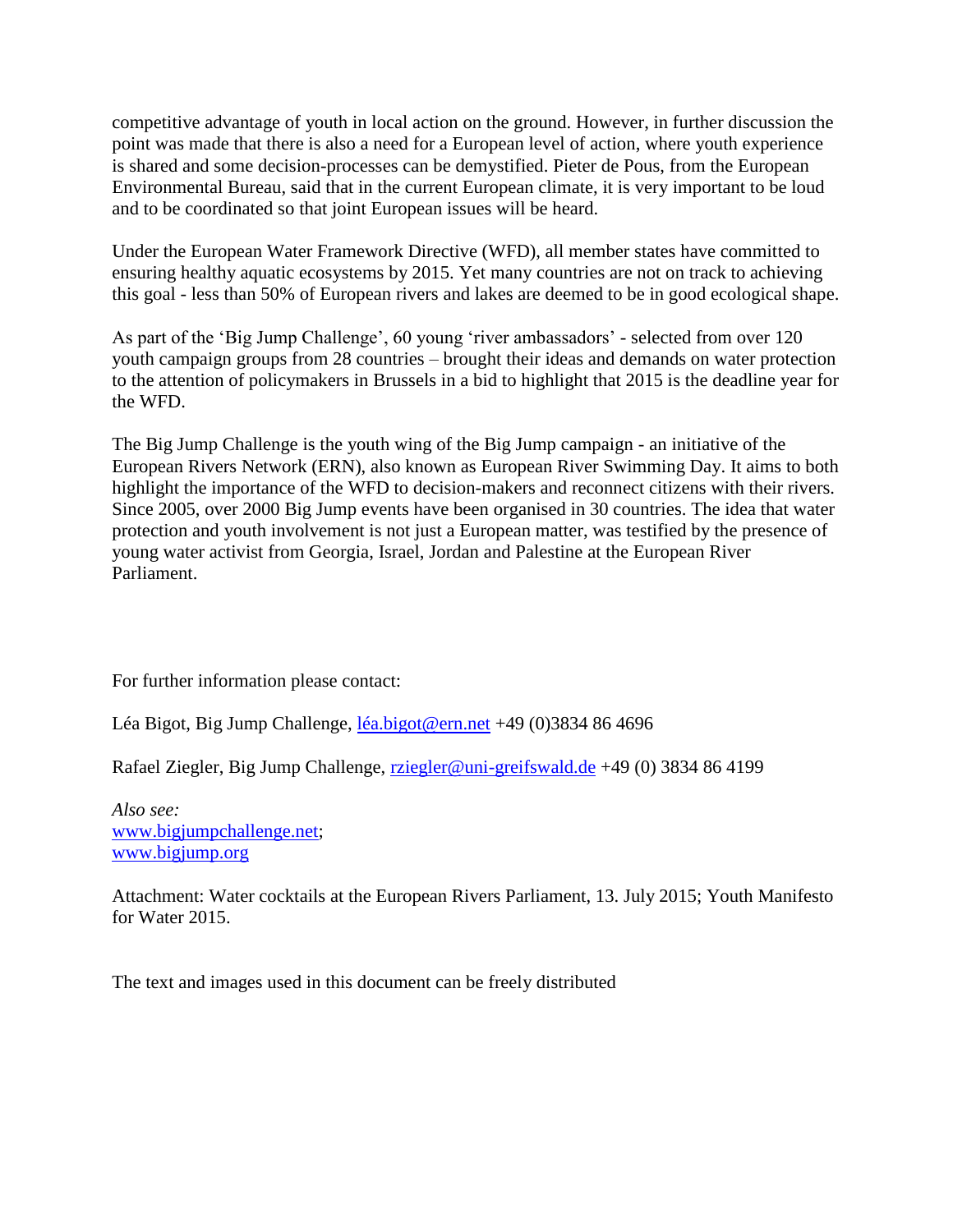competitive advantage of youth in local action on the ground. However, in further discussion the point was made that there is also a need for a European level of action, where youth experience is shared and some decision-processes can be demystified. Pieter de Pous, from the European Environmental Bureau, said that in the current European climate, it is very important to be loud and to be coordinated so that joint European issues will be heard.

Under the European Water Framework Directive (WFD), all member states have committed to ensuring healthy aquatic ecosystems by 2015. Yet many countries are not on track to achieving this goal - less than 50% of European rivers and lakes are deemed to be in good ecological shape.

As part of the 'Big Jump Challenge', 60 young 'river ambassadors' - selected from over 120 youth campaign groups from 28 countries – brought their ideas and demands on water protection to the attention of policymakers in Brussels in a bid to highlight that 2015 is the deadline year for the WFD.

The Big Jump Challenge is the youth wing of the Big Jump campaign - an initiative of the European Rivers Network (ERN), also known as European River Swimming Day. It aims to both highlight the importance of the WFD to decision-makers and reconnect citizens with their rivers. Since 2005, over 2000 Big Jump events have been organised in 30 countries. The idea that water protection and youth involvement is not just a European matter, was testified by the presence of young water activist from Georgia, Israel, Jordan and Palestine at the European River Parliament.

For further information please contact:

Léa Bigot, Big Jump Challenge, léa.bigot@ern.net +49 (0)3834 86 4696

Rafael Ziegler, Big Jump Challenge, rziegler@uni-greifswald.de +49 (0) 3834 86 4199

*Also see:*
www.bigjumpchallenge.net;
www.bigjump.org

Attachment: Water cocktails at the European Rivers Parliament, 13. July 2015; Youth Manifesto for Water 2015.

The text and images used in this document can be freely distributed